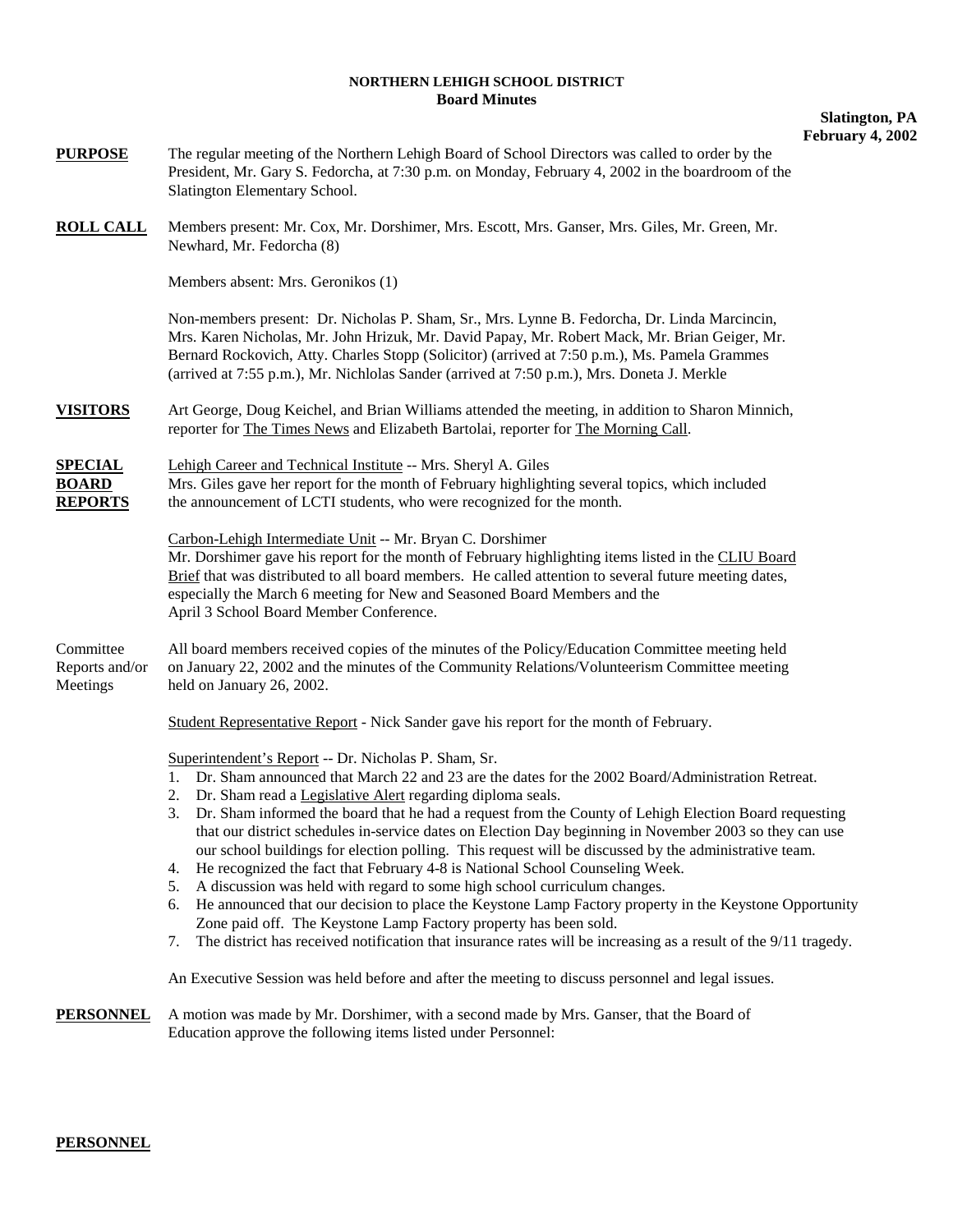**NORTHERN LEHIGH SCHOOL DISTRICT**
**Board Minutes**

**Slatington, PA**
**February 4, 2002**

**PURPOSE** The regular meeting of the Northern Lehigh Board of School Directors was called to order by the President, Mr. Gary S. Fedorcha, at 7:30 p.m. on Monday, February 4, 2002 in the boardroom of the Slatington Elementary School.

**ROLL CALL** Members present: Mr. Cox, Mr. Dorshimer, Mrs. Escott, Mrs. Ganser, Mrs. Giles, Mr. Green, Mr. Newhard, Mr. Fedorcha (8)

Members absent: Mrs. Geronikos (1)

Non-members present: Dr. Nicholas P. Sham, Sr., Mrs. Lynne B. Fedorcha, Dr. Linda Marcincin, Mrs. Karen Nicholas, Mr. John Hrizuk, Mr. David Papay, Mr. Robert Mack, Mr. Brian Geiger, Mr. Bernard Rockovich, Atty. Charles Stopp (Solicitor) (arrived at 7:50 p.m.), Ms. Pamela Grammes (arrived at 7:55 p.m.), Mr. Nichlolas Sander (arrived at 7:50 p.m.), Mrs. Doneta J. Merkle

**VISITORS** Art George, Doug Keichel, and Brian Williams attended the meeting, in addition to Sharon Minnich, reporter for The Times News and Elizabeth Bartolai, reporter for The Morning Call.

**SPECIAL BOARD REPORTS** Lehigh Career and Technical Institute -- Mrs. Sheryl A. Giles
Mrs. Giles gave her report for the month of February highlighting several topics, which included the announcement of LCTI students, who were recognized for the month.

Carbon-Lehigh Intermediate Unit -- Mr. Bryan C. Dorshimer
Mr. Dorshimer gave his report for the month of February highlighting items listed in the CLIU Board Brief that was distributed to all board members. He called attention to several future meeting dates, especially the March 6 meeting for New and Seasoned Board Members and the April 3 School Board Member Conference.

Committee Reports and/or Meetings All board members received copies of the minutes of the Policy/Education Committee meeting held on January 22, 2002 and the minutes of the Community Relations/Volunteerism Committee meeting held on January 26, 2002.

Student Representative Report - Nick Sander gave his report for the month of February.

Superintendent's Report -- Dr. Nicholas P. Sham, Sr.

1. Dr. Sham announced that March 22 and 23 are the dates for the 2002 Board/Administration Retreat.
2. Dr. Sham read a Legislative Alert regarding diploma seals.
3. Dr. Sham informed the board that he had a request from the County of Lehigh Election Board requesting that our district schedules in-service dates on Election Day beginning in November 2003 so they can use our school buildings for election polling. This request will be discussed by the administrative team.
4. He recognized the fact that February 4-8 is National School Counseling Week.
5. A discussion was held with regard to some high school curriculum changes.
6. He announced that our decision to place the Keystone Lamp Factory property in the Keystone Opportunity Zone paid off. The Keystone Lamp Factory property has been sold.
7. The district has received notification that insurance rates will be increasing as a result of the 9/11 tragedy.

An Executive Session was held before and after the meeting to discuss personnel and legal issues.

**PERSONNEL** A motion was made by Mr. Dorshimer, with a second made by Mrs. Ganser, that the Board of Education approve the following items listed under Personnel:

**PERSONNEL**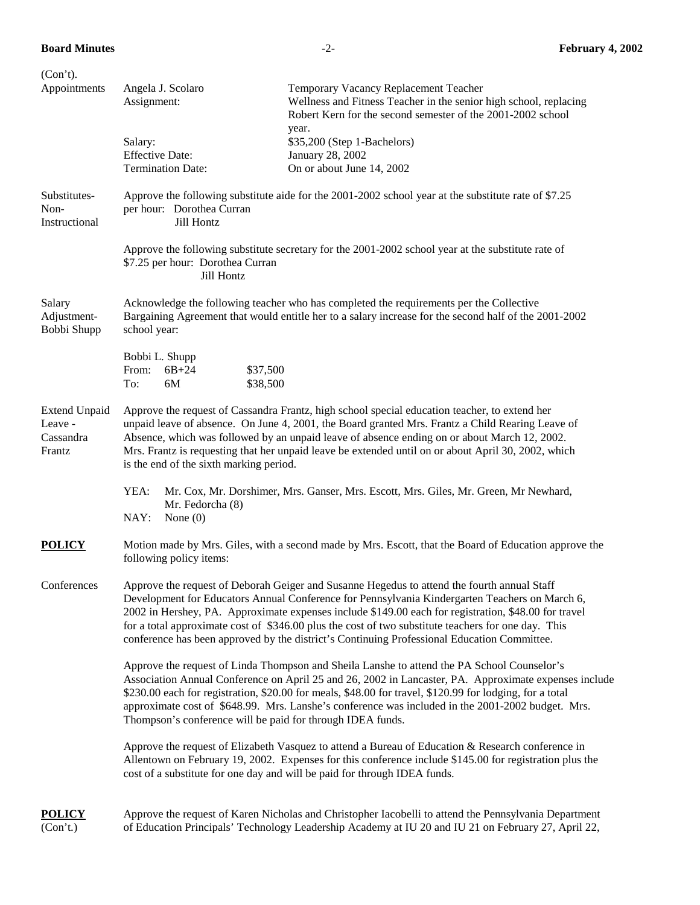(Con't).

**Appointments**

Angela J. Scolaro — Temporary Vacancy Replacement Teacher

Assignment: Wellness and Fitness Teacher in the senior high school, replacing Robert Kern for the second semester of the 2001-2002 school year.

Salary: $35,200 (Step 1-Bachelors)

Effective Date: January 28, 2002

Termination Date: On or about June 14, 2002

**Substitutes-Non-Instructional**

Approve the following substitute aide for the 2001-2002 school year at the substitute rate of $7.25 per hour: Dorothea Curran
Jill Hontz

Approve the following substitute secretary for the 2001-2002 school year at the substitute rate of $7.25 per hour: Dorothea Curran
Jill Hontz

**Salary Adjustment-Bobbi Shupp**

Acknowledge the following teacher who has completed the requirements per the Collective Bargaining Agreement that would entitle her to a salary increase for the second half of the 2001-2002 school year:

Bobbi L. Shupp

| | | |
|---|---|---|
| From: | 6B+24 | $37,500 |
| To: | 6M | $38,500 |

**Extend Unpaid Leave - Cassandra Frantz**

Approve the request of Cassandra Frantz, high school special education teacher, to extend her unpaid leave of absence. On June 4, 2001, the Board granted Mrs. Frantz a Child Rearing Leave of Absence, which was followed by an unpaid leave of absence ending on or about March 12, 2002. Mrs. Frantz is requesting that her unpaid leave be extended until on or about April 30, 2002, which is the end of the sixth marking period.

YEA: Mr. Cox, Mr. Dorshimer, Mrs. Ganser, Mrs. Escott, Mrs. Giles, Mr. Green, Mr Newhard, Mr. Fedorcha (8)
NAY: None (0)

## POLICY

Motion made by Mrs. Giles, with a second made by Mrs. Escott, that the Board of Education approve the following policy items:

**Conferences**

Approve the request of Deborah Geiger and Susanne Hegedus to attend the fourth annual Staff Development for Educators Annual Conference for Pennsylvania Kindergarten Teachers on March 6, 2002 in Hershey, PA. Approximate expenses include $149.00 each for registration, $48.00 for travel for a total approximate cost of $346.00 plus the cost of two substitute teachers for one day. This conference has been approved by the district's Continuing Professional Education Committee.

Approve the request of Linda Thompson and Sheila Lanshe to attend the PA School Counselor's Association Annual Conference on April 25 and 26, 2002 in Lancaster, PA. Approximate expenses include $230.00 each for registration, $20.00 for meals, $48.00 for travel, $120.99 for lodging, for a total approximate cost of $648.99. Mrs. Lanshe's conference was included in the 2001-2002 budget. Mrs. Thompson's conference will be paid for through IDEA funds.

Approve the request of Elizabeth Vasquez to attend a Bureau of Education & Research conference in Allentown on February 19, 2002. Expenses for this conference include $145.00 for registration plus the cost of a substitute for one day and will be paid for through IDEA funds.

## POLICY (Con't.)

Approve the request of Karen Nicholas and Christopher Iacobelli to attend the Pennsylvania Department of Education Principals' Technology Leadership Academy at IU 20 and IU 21 on February 27, April 22,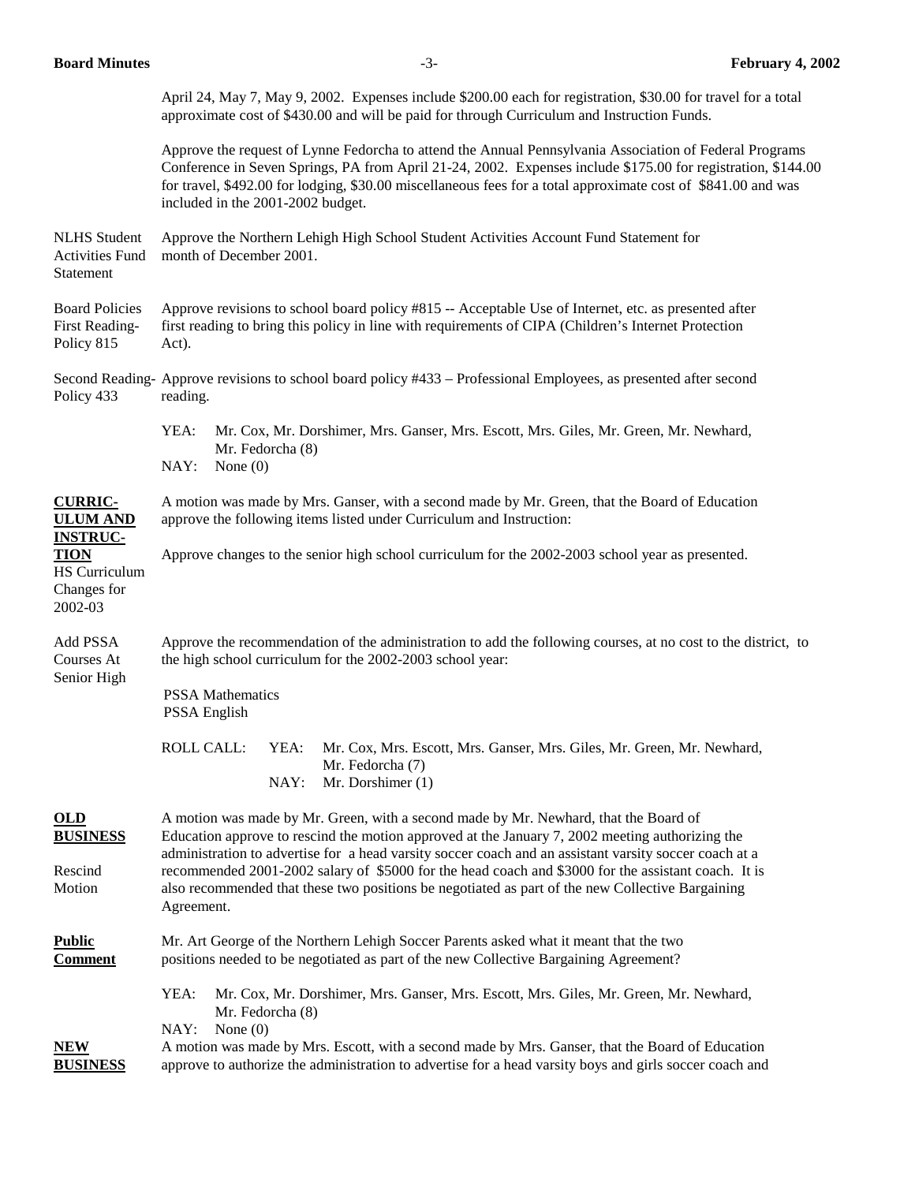April 24, May 7, May 9, 2002. Expenses include $200.00 each for registration, $30.00 for travel for a total approximate cost of $430.00 and will be paid for through Curriculum and Instruction Funds.

Approve the request of Lynne Fedorcha to attend the Annual Pennsylvania Association of Federal Programs Conference in Seven Springs, PA from April 21-24, 2002. Expenses include $175.00 for registration, $144.00 for travel, $492.00 for lodging, $30.00 miscellaneous fees for a total approximate cost of $841.00 and was included in the 2001-2002 budget.

NLHS Student Activities Fund Statement

Approve the Northern Lehigh High School Student Activities Account Fund Statement for month of December 2001.

Board Policies First Reading- Policy 815

Approve revisions to school board policy #815 -- Acceptable Use of Internet, etc. as presented after first reading to bring this policy in line with requirements of CIPA (Children's Internet Protection Act).

Second Reading- Policy 433

Approve revisions to school board policy #433 – Professional Employees, as presented after second reading.

YEA: Mr. Cox, Mr. Dorshimer, Mrs. Ganser, Mrs. Escott, Mrs. Giles, Mr. Green, Mr. Newhard, Mr. Fedorcha (8)
NAY: None (0)

**CURRICULUM AND INSTRUCTION**

A motion was made by Mrs. Ganser, with a second made by Mr. Green, that the Board of Education approve the following items listed under Curriculum and Instruction:

HS Curriculum Changes for 2002-03

Approve changes to the senior high school curriculum for the 2002-2003 school year as presented.

Add PSSA Courses At Senior High

Approve the recommendation of the administration to add the following courses, at no cost to the district, to the high school curriculum for the 2002-2003 school year:

PSSA Mathematics
PSSA English

ROLL CALL: YEA: Mr. Cox, Mrs. Escott, Mrs. Ganser, Mrs. Giles, Mr. Green, Mr. Newhard, Mr. Fedorcha (7)
NAY: Mr. Dorshimer (1)

**OLD BUSINESS**

Rescind Motion

A motion was made by Mr. Green, with a second made by Mr. Newhard, that the Board of Education approve to rescind the motion approved at the January 7, 2002 meeting authorizing the administration to advertise for a head varsity soccer coach and an assistant varsity soccer coach at a recommended 2001-2002 salary of $5000 for the head coach and $3000 for the assistant coach. It is also recommended that these two positions be negotiated as part of the new Collective Bargaining Agreement.

**Public Comment**

Mr. Art George of the Northern Lehigh Soccer Parents asked what it meant that the two positions needed to be negotiated as part of the new Collective Bargaining Agreement?

YEA: Mr. Cox, Mr. Dorshimer, Mrs. Ganser, Mrs. Escott, Mrs. Giles, Mr. Green, Mr. Newhard, Mr. Fedorcha (8)
NAY: None (0)

**NEW BUSINESS**

A motion was made by Mrs. Escott, with a second made by Mrs. Ganser, that the Board of Education approve to authorize the administration to advertise for a head varsity boys and girls soccer coach and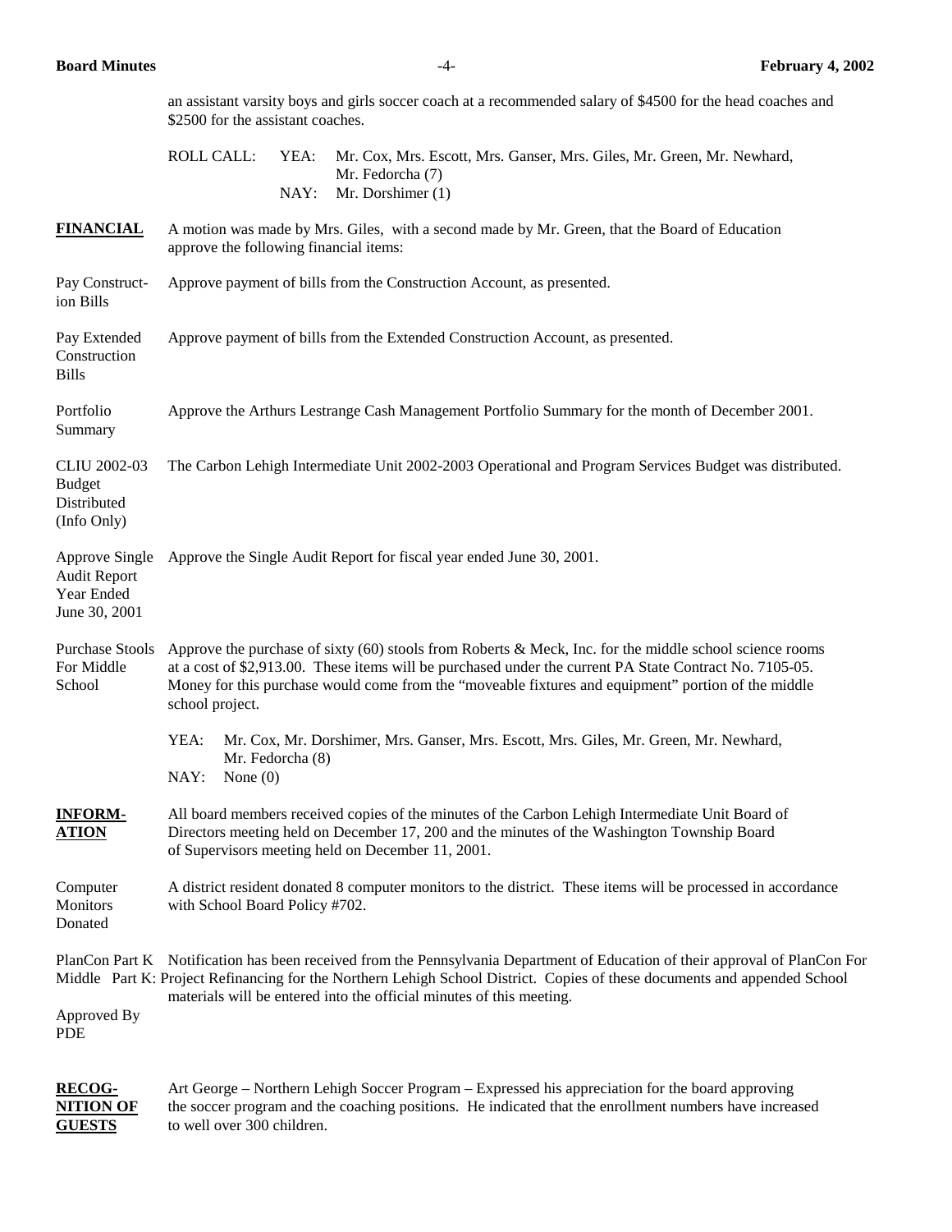an assistant varsity boys and girls soccer coach at a recommended salary of $4500 for the head coaches and $2500 for the assistant coaches.

ROLL CALL: YEA: Mr. Cox, Mrs. Escott, Mrs. Ganser, Mrs. Giles, Mr. Green, Mr. Newhard, Mr. Fedorcha (7)
NAY: Mr. Dorshimer (1)

**FINANCIAL**

A motion was made by Mrs. Giles, with a second made by Mr. Green, that the Board of Education approve the following financial items:

Pay Construction Bills — Approve payment of bills from the Construction Account, as presented.

Pay Extended Construction Bills — Approve payment of bills from the Extended Construction Account, as presented.

Portfolio Summary — Approve the Arthurs Lestrange Cash Management Portfolio Summary for the month of December 2001.

CLIU 2002-03 Budget Distributed (Info Only) — The Carbon Lehigh Intermediate Unit 2002-2003 Operational and Program Services Budget was distributed.

Approve Single Audit Report Year Ended June 30, 2001 — Approve the Single Audit Report for fiscal year ended June 30, 2001.

Purchase Stools For Middle School — Approve the purchase of sixty (60) stools from Roberts & Meck, Inc. for the middle school science rooms at a cost of $2,913.00. These items will be purchased under the current PA State Contract No. 7105-05. Money for this purchase would come from the "moveable fixtures and equipment" portion of the middle school project.

YEA: Mr. Cox, Mr. Dorshimer, Mrs. Ganser, Mrs. Escott, Mrs. Giles, Mr. Green, Mr. Newhard, Mr. Fedorcha (8)
NAY: None (0)

**INFORMATION**

All board members received copies of the minutes of the Carbon Lehigh Intermediate Unit Board of Directors meeting held on December 17, 200 and the minutes of the Washington Township Board of Supervisors meeting held on December 11, 2001.

Computer Monitors Donated — A district resident donated 8 computer monitors to the district. These items will be processed in accordance with School Board Policy #702.

PlanCon Part K Middle Approved By PDE — Notification has been received from the Pennsylvania Department of Education of their approval of PlanCon For Part K: Project Refinancing for the Northern Lehigh School District. Copies of these documents and appended School materials will be entered into the official minutes of this meeting.

**RECOGNITION OF GUESTS**

Art George – Northern Lehigh Soccer Program – Expressed his appreciation for the board approving the soccer program and the coaching positions. He indicated that the enrollment numbers have increased to well over 300 children.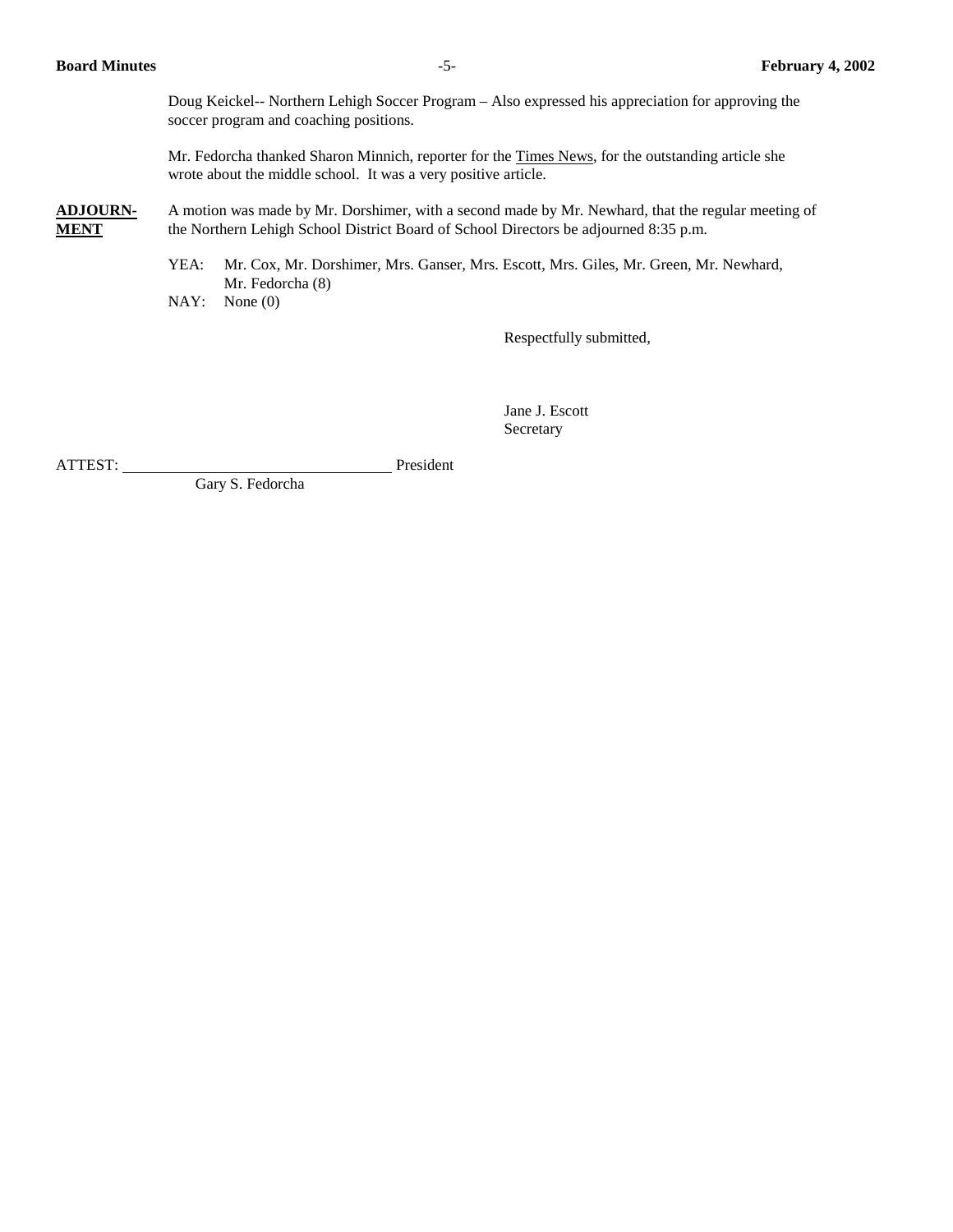Doug Keickel-- Northern Lehigh Soccer Program – Also expressed his appreciation for approving the soccer program and coaching positions.

Mr. Fedorcha thanked Sharon Minnich, reporter for the Times News, for the outstanding article she wrote about the middle school. It was a very positive article.

**ADJOURNMENT**

A motion was made by Mr. Dorshimer, with a second made by Mr. Newhard, that the regular meeting of the Northern Lehigh School District Board of School Directors be adjourned 8:35 p.m.

YEA: Mr. Cox, Mr. Dorshimer, Mrs. Ganser, Mrs. Escott, Mrs. Giles, Mr. Green, Mr. Newhard, Mr. Fedorcha (8)
NAY: None (0)

Respectfully submitted,

Jane J. Escott
Secretary

ATTEST: ______________________________ President
Gary S. Fedorcha